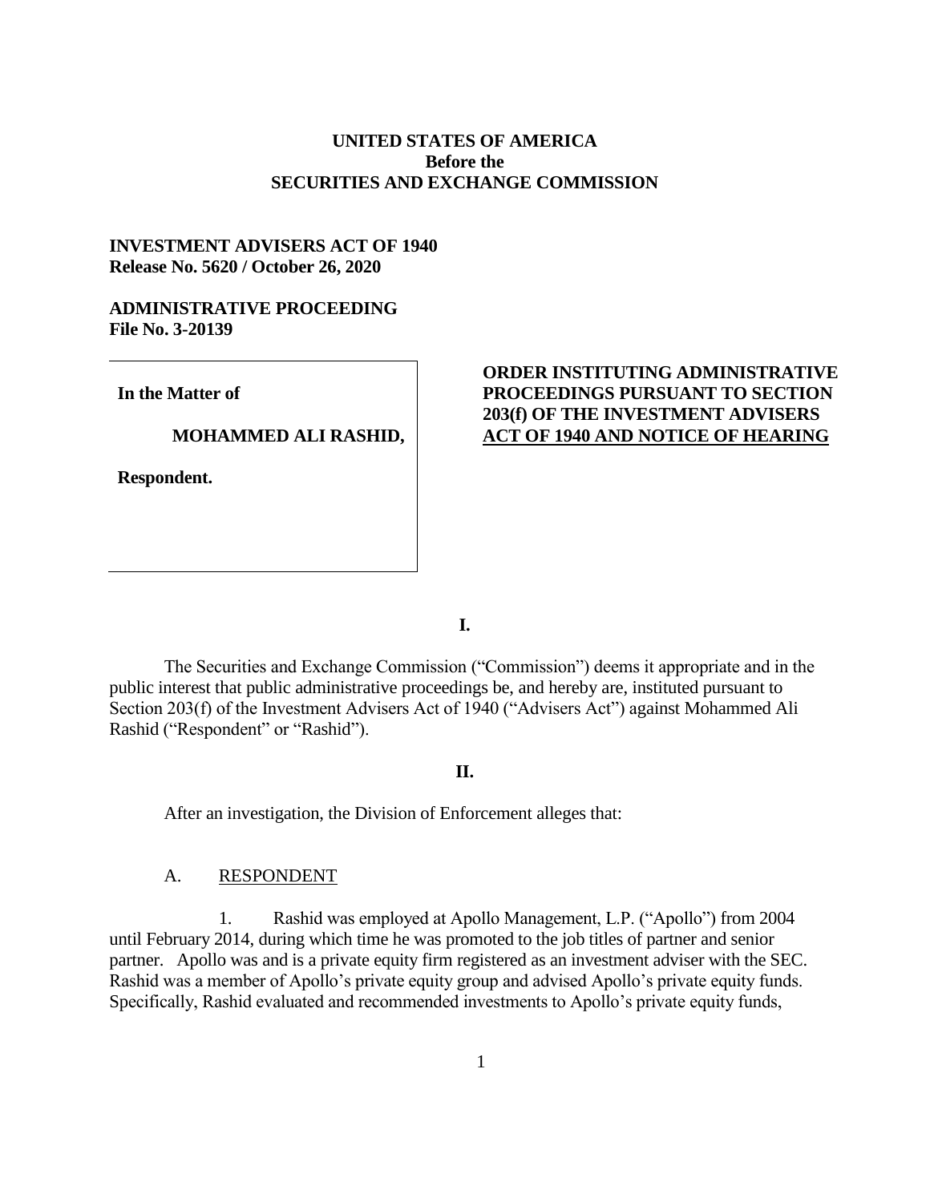**UNITED STATES OF AMERICA**
**Before the**
**SECURITIES AND EXCHANGE COMMISSION**

**INVESTMENT ADVISERS ACT OF 1940**
**Release No. 5620 / October 26, 2020**

**ADMINISTRATIVE PROCEEDING**
**File No. 3-20139**

**In the Matter of**

**MOHAMMED ALI RASHID,**

**Respondent.**

**ORDER INSTITUTING ADMINISTRATIVE PROCEEDINGS PURSUANT TO SECTION 203(f) OF THE INVESTMENT ADVISERS ACT OF 1940 AND NOTICE OF HEARING**

**I.**

The Securities and Exchange Commission ("Commission") deems it appropriate and in the public interest that public administrative proceedings be, and hereby are, instituted pursuant to Section 203(f) of the Investment Advisers Act of 1940 ("Advisers Act") against Mohammed Ali Rashid ("Respondent" or "Rashid").

**II.**

After an investigation, the Division of Enforcement alleges that:

A. RESPONDENT

1. Rashid was employed at Apollo Management, L.P. ("Apollo") from 2004 until February 2014, during which time he was promoted to the job titles of partner and senior partner. Apollo was and is a private equity firm registered as an investment adviser with the SEC. Rashid was a member of Apollo's private equity group and advised Apollo's private equity funds. Specifically, Rashid evaluated and recommended investments to Apollo's private equity funds,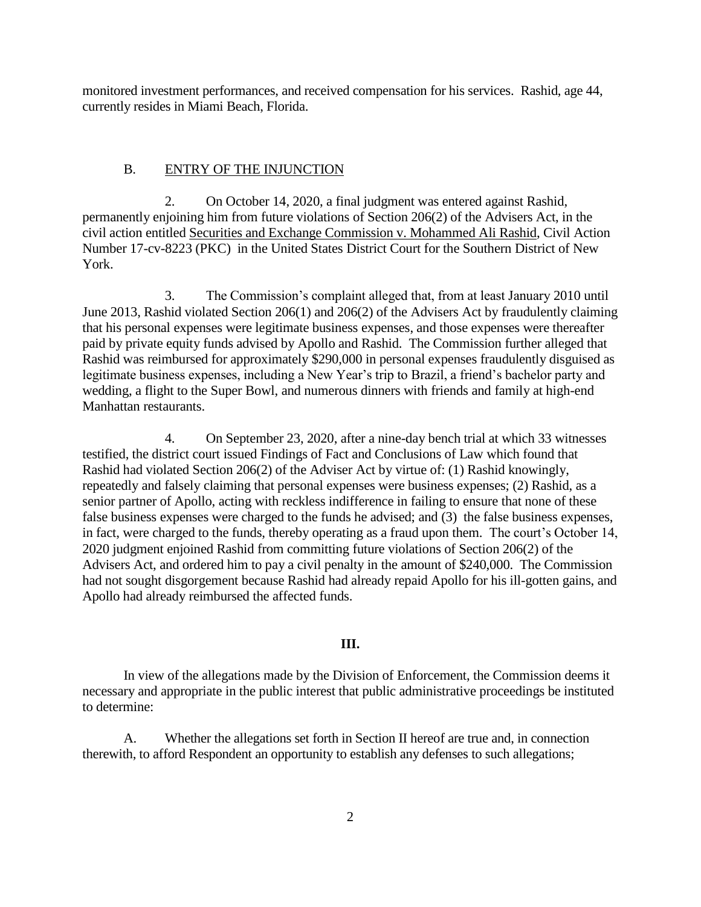monitored investment performances, and received compensation for his services. Rashid, age 44, currently resides in Miami Beach, Florida.

B. ENTRY OF THE INJUNCTION

2. On October 14, 2020, a final judgment was entered against Rashid, permanently enjoining him from future violations of Section 206(2) of the Advisers Act, in the civil action entitled Securities and Exchange Commission v. Mohammed Ali Rashid, Civil Action Number 17-cv-8223 (PKC) in the United States District Court for the Southern District of New York.

3. The Commission's complaint alleged that, from at least January 2010 until June 2013, Rashid violated Section 206(1) and 206(2) of the Advisers Act by fraudulently claiming that his personal expenses were legitimate business expenses, and those expenses were thereafter paid by private equity funds advised by Apollo and Rashid. The Commission further alleged that Rashid was reimbursed for approximately $290,000 in personal expenses fraudulently disguised as legitimate business expenses, including a New Year's trip to Brazil, a friend's bachelor party and wedding, a flight to the Super Bowl, and numerous dinners with friends and family at high-end Manhattan restaurants.

4. On September 23, 2020, after a nine-day bench trial at which 33 witnesses testified, the district court issued Findings of Fact and Conclusions of Law which found that Rashid had violated Section 206(2) of the Adviser Act by virtue of: (1) Rashid knowingly, repeatedly and falsely claiming that personal expenses were business expenses; (2) Rashid, as a senior partner of Apollo, acting with reckless indifference in failing to ensure that none of these false business expenses were charged to the funds he advised; and (3) the false business expenses, in fact, were charged to the funds, thereby operating as a fraud upon them. The court's October 14, 2020 judgment enjoined Rashid from committing future violations of Section 206(2) of the Advisers Act, and ordered him to pay a civil penalty in the amount of $240,000. The Commission had not sought disgorgement because Rashid had already repaid Apollo for his ill-gotten gains, and Apollo had already reimbursed the affected funds.

## III.

In view of the allegations made by the Division of Enforcement, the Commission deems it necessary and appropriate in the public interest that public administrative proceedings be instituted to determine:

A. Whether the allegations set forth in Section II hereof are true and, in connection therewith, to afford Respondent an opportunity to establish any defenses to such allegations;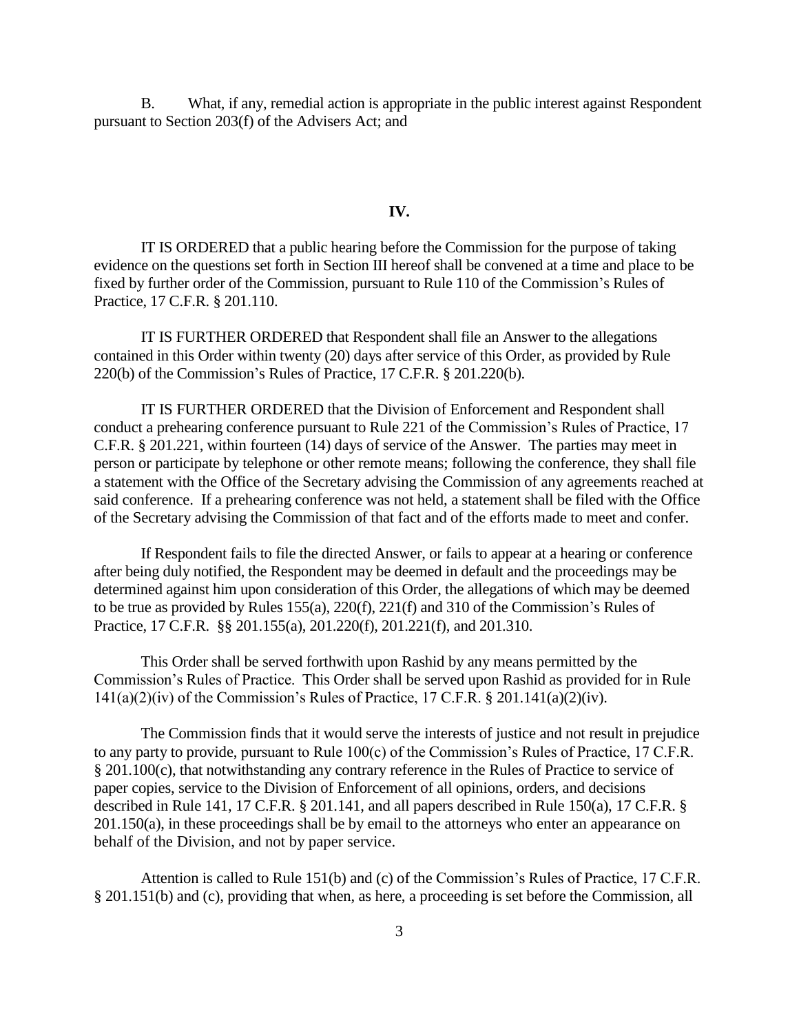B. What, if any, remedial action is appropriate in the public interest against Respondent pursuant to Section 203(f) of the Advisers Act; and

## IV.

IT IS ORDERED that a public hearing before the Commission for the purpose of taking evidence on the questions set forth in Section III hereof shall be convened at a time and place to be fixed by further order of the Commission, pursuant to Rule 110 of the Commission's Rules of Practice, 17 C.F.R. § 201.110.

IT IS FURTHER ORDERED that Respondent shall file an Answer to the allegations contained in this Order within twenty (20) days after service of this Order, as provided by Rule 220(b) of the Commission's Rules of Practice, 17 C.F.R. § 201.220(b).

IT IS FURTHER ORDERED that the Division of Enforcement and Respondent shall conduct a prehearing conference pursuant to Rule 221 of the Commission's Rules of Practice, 17 C.F.R. § 201.221, within fourteen (14) days of service of the Answer. The parties may meet in person or participate by telephone or other remote means; following the conference, they shall file a statement with the Office of the Secretary advising the Commission of any agreements reached at said conference. If a prehearing conference was not held, a statement shall be filed with the Office of the Secretary advising the Commission of that fact and of the efforts made to meet and confer.

If Respondent fails to file the directed Answer, or fails to appear at a hearing or conference after being duly notified, the Respondent may be deemed in default and the proceedings may be determined against him upon consideration of this Order, the allegations of which may be deemed to be true as provided by Rules 155(a), 220(f), 221(f) and 310 of the Commission's Rules of Practice, 17 C.F.R. §§ 201.155(a), 201.220(f), 201.221(f), and 201.310.

This Order shall be served forthwith upon Rashid by any means permitted by the Commission's Rules of Practice. This Order shall be served upon Rashid as provided for in Rule 141(a)(2)(iv) of the Commission's Rules of Practice, 17 C.F.R. § 201.141(a)(2)(iv).

The Commission finds that it would serve the interests of justice and not result in prejudice to any party to provide, pursuant to Rule 100(c) of the Commission's Rules of Practice, 17 C.F.R. § 201.100(c), that notwithstanding any contrary reference in the Rules of Practice to service of paper copies, service to the Division of Enforcement of all opinions, orders, and decisions described in Rule 141, 17 C.F.R. § 201.141, and all papers described in Rule 150(a), 17 C.F.R. § 201.150(a), in these proceedings shall be by email to the attorneys who enter an appearance on behalf of the Division, and not by paper service.

Attention is called to Rule 151(b) and (c) of the Commission's Rules of Practice, 17 C.F.R. § 201.151(b) and (c), providing that when, as here, a proceeding is set before the Commission, all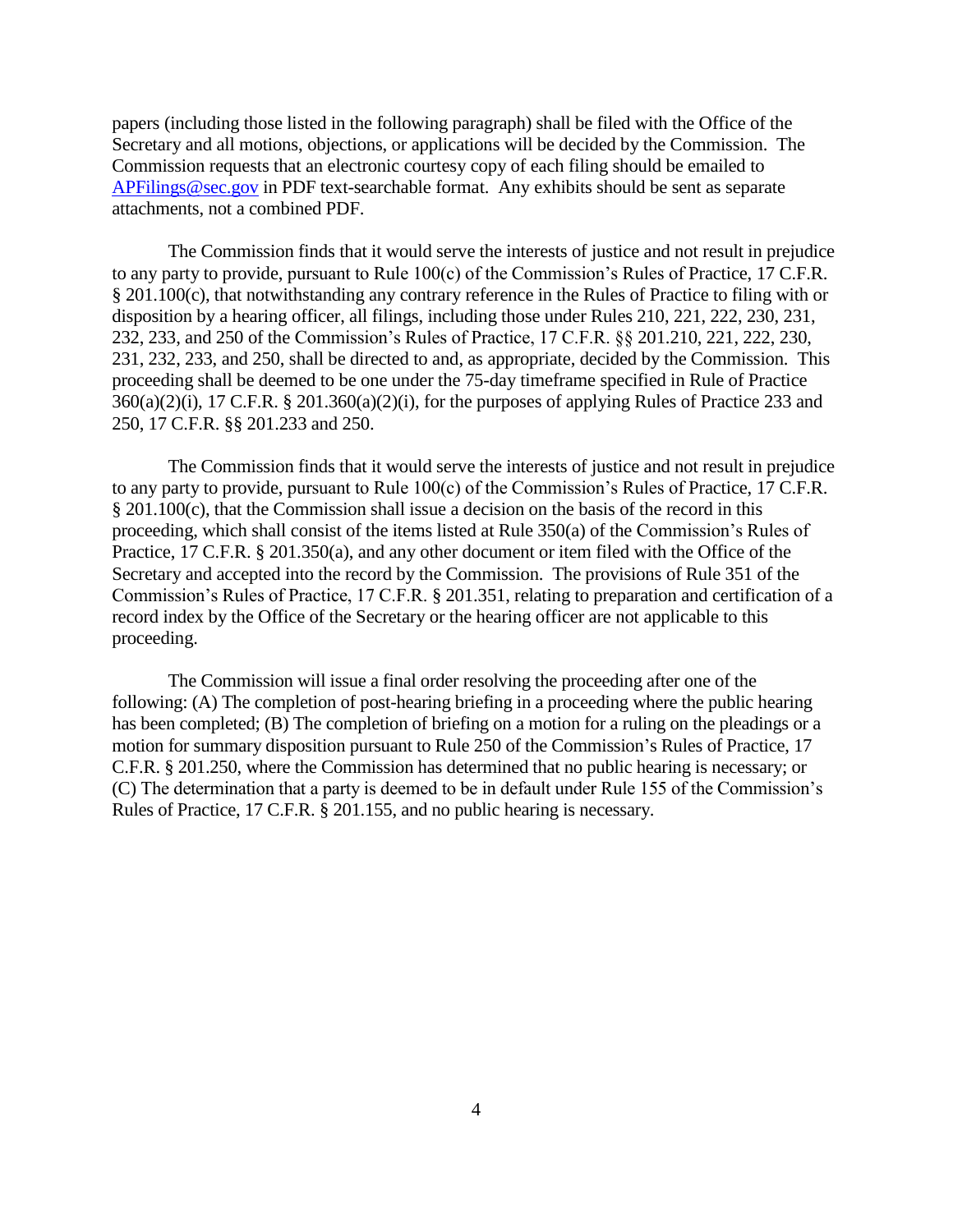papers (including those listed in the following paragraph) shall be filed with the Office of the Secretary and all motions, objections, or applications will be decided by the Commission. The Commission requests that an electronic courtesy copy of each filing should be emailed to APFilings@sec.gov in PDF text-searchable format. Any exhibits should be sent as separate attachments, not a combined PDF.

The Commission finds that it would serve the interests of justice and not result in prejudice to any party to provide, pursuant to Rule 100(c) of the Commission's Rules of Practice, 17 C.F.R. § 201.100(c), that notwithstanding any contrary reference in the Rules of Practice to filing with or disposition by a hearing officer, all filings, including those under Rules 210, 221, 222, 230, 231, 232, 233, and 250 of the Commission's Rules of Practice, 17 C.F.R. §§ 201.210, 221, 222, 230, 231, 232, 233, and 250, shall be directed to and, as appropriate, decided by the Commission. This proceeding shall be deemed to be one under the 75-day timeframe specified in Rule of Practice 360(a)(2)(i), 17 C.F.R. § 201.360(a)(2)(i), for the purposes of applying Rules of Practice 233 and 250, 17 C.F.R. §§ 201.233 and 250.

The Commission finds that it would serve the interests of justice and not result in prejudice to any party to provide, pursuant to Rule 100(c) of the Commission's Rules of Practice, 17 C.F.R. § 201.100(c), that the Commission shall issue a decision on the basis of the record in this proceeding, which shall consist of the items listed at Rule 350(a) of the Commission's Rules of Practice, 17 C.F.R. § 201.350(a), and any other document or item filed with the Office of the Secretary and accepted into the record by the Commission. The provisions of Rule 351 of the Commission's Rules of Practice, 17 C.F.R. § 201.351, relating to preparation and certification of a record index by the Office of the Secretary or the hearing officer are not applicable to this proceeding.

The Commission will issue a final order resolving the proceeding after one of the following: (A) The completion of post-hearing briefing in a proceeding where the public hearing has been completed; (B) The completion of briefing on a motion for a ruling on the pleadings or a motion for summary disposition pursuant to Rule 250 of the Commission's Rules of Practice, 17 C.F.R. § 201.250, where the Commission has determined that no public hearing is necessary; or (C) The determination that a party is deemed to be in default under Rule 155 of the Commission's Rules of Practice, 17 C.F.R. § 201.155, and no public hearing is necessary.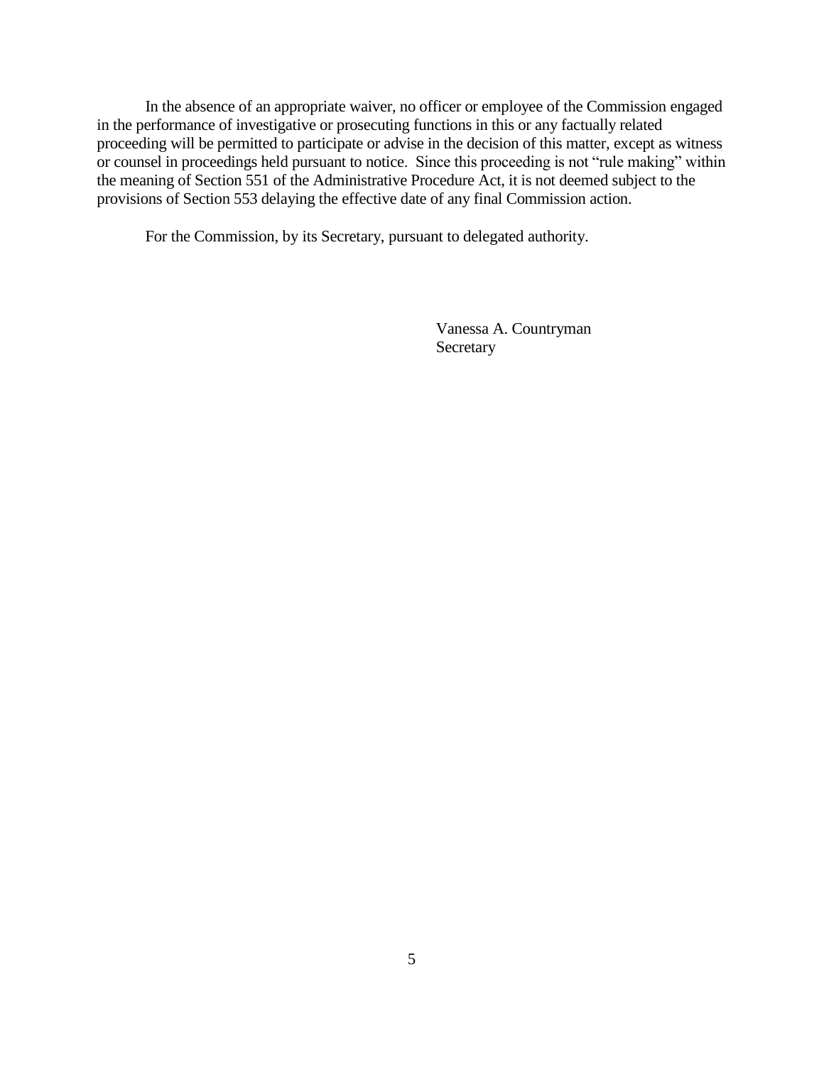In the absence of an appropriate waiver, no officer or employee of the Commission engaged in the performance of investigative or prosecuting functions in this or any factually related proceeding will be permitted to participate or advise in the decision of this matter, except as witness or counsel in proceedings held pursuant to notice. Since this proceeding is not "rule making" within the meaning of Section 551 of the Administrative Procedure Act, it is not deemed subject to the provisions of Section 553 delaying the effective date of any final Commission action.

For the Commission, by its Secretary, pursuant to delegated authority.

Vanessa A. Countryman
Secretary